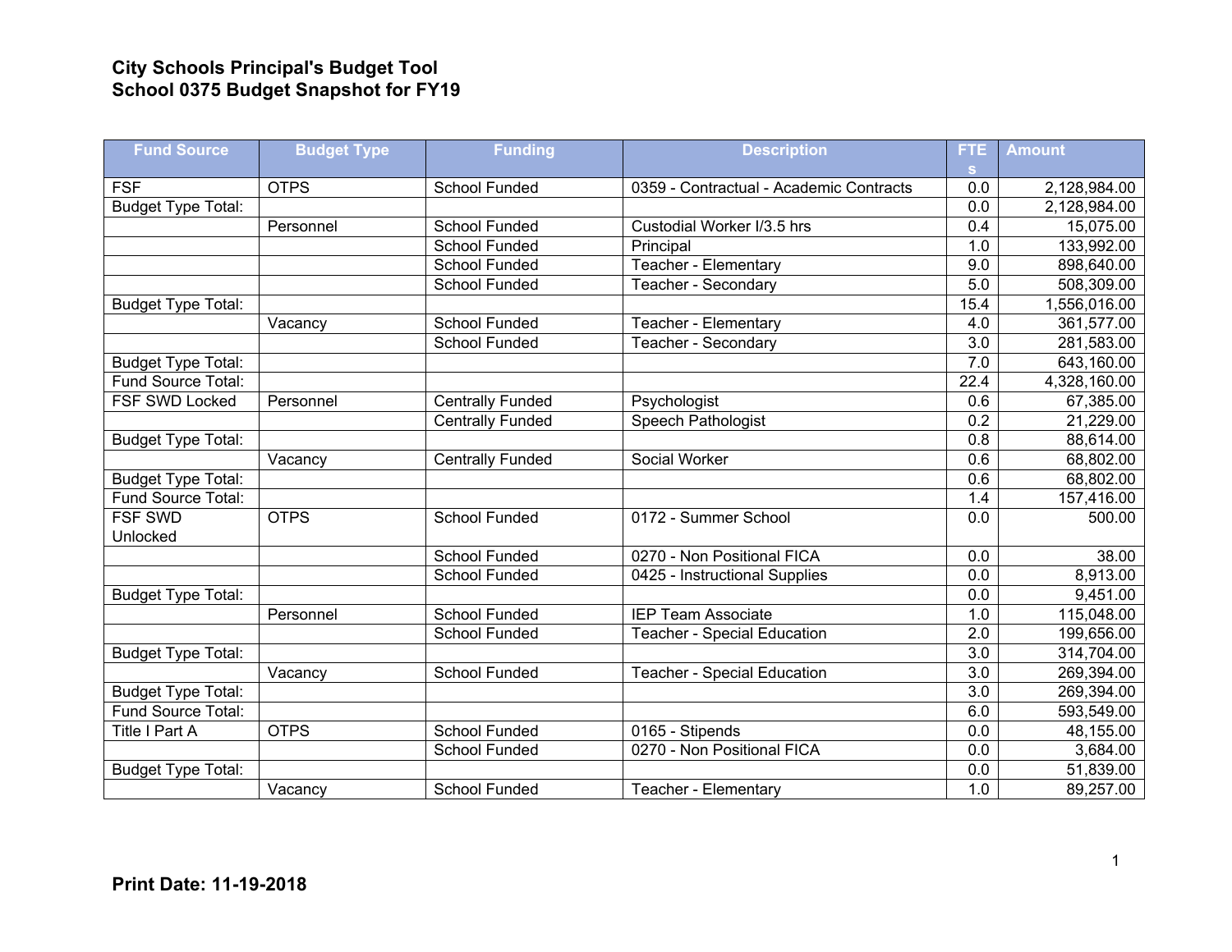# City Schools Principal's Budget Tool
## School 0375 Budget Snapshot for FY19

| Fund Source | Budget Type | Funding | Description | FTEs | Amount |
|---|---|---|---|---|---|
| FSF | OTPS | School Funded | 0359 - Contractual - Academic Contracts | 0.0 | 2,128,984.00 |
| Budget Type Total: | | | | 0.0 | 2,128,984.00 |
| | Personnel | School Funded | Custodial Worker I/3.5 hrs | 0.4 | 15,075.00 |
| | | School Funded | Principal | 1.0 | 133,992.00 |
| | | School Funded | Teacher - Elementary | 9.0 | 898,640.00 |
| | | School Funded | Teacher - Secondary | 5.0 | 508,309.00 |
| Budget Type Total: | | | | 15.4 | 1,556,016.00 |
| | Vacancy | School Funded | Teacher - Elementary | 4.0 | 361,577.00 |
| | | School Funded | Teacher - Secondary | 3.0 | 281,583.00 |
| Budget Type Total: | | | | 7.0 | 643,160.00 |
| Fund Source Total: | | | | 22.4 | 4,328,160.00 |
| FSF SWD Locked | Personnel | Centrally Funded | Psychologist | 0.6 | 67,385.00 |
| | | Centrally Funded | Speech Pathologist | 0.2 | 21,229.00 |
| Budget Type Total: | | | | 0.8 | 88,614.00 |
| | Vacancy | Centrally Funded | Social Worker | 0.6 | 68,802.00 |
| Budget Type Total: | | | | 0.6 | 68,802.00 |
| Fund Source Total: | | | | 1.4 | 157,416.00 |
| FSF SWD Unlocked | OTPS | School Funded | 0172 - Summer School | 0.0 | 500.00 |
| | | School Funded | 0270 - Non Positional FICA | 0.0 | 38.00 |
| | | School Funded | 0425 - Instructional Supplies | 0.0 | 8,913.00 |
| Budget Type Total: | | | | 0.0 | 9,451.00 |
| | Personnel | School Funded | IEP Team Associate | 1.0 | 115,048.00 |
| | | School Funded | Teacher - Special Education | 2.0 | 199,656.00 |
| Budget Type Total: | | | | 3.0 | 314,704.00 |
| | Vacancy | School Funded | Teacher - Special Education | 3.0 | 269,394.00 |
| Budget Type Total: | | | | 3.0 | 269,394.00 |
| Fund Source Total: | | | | 6.0 | 593,549.00 |
| Title I Part A | OTPS | School Funded | 0165 - Stipends | 0.0 | 48,155.00 |
| | | School Funded | 0270 - Non Positional FICA | 0.0 | 3,684.00 |
| Budget Type Total: | | | | 0.0 | 51,839.00 |
| | Vacancy | School Funded | Teacher - Elementary | 1.0 | 89,257.00 |

**Print Date: 11-19-2018**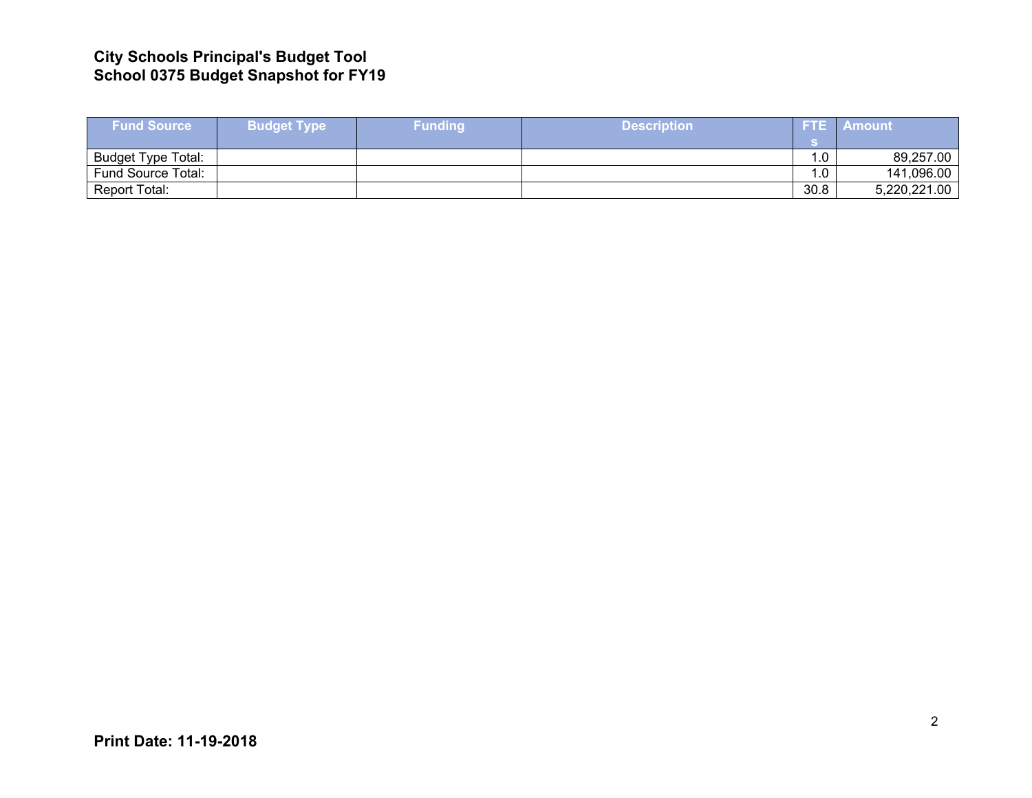**City Schools Principal's Budget Tool**
**School 0375 Budget Snapshot for FY19**

| Fund Source | Budget Type | Funding | Description | FTEs | Amount |
|---|---|---|---|---|---|
| Budget Type Total: | | | | 1.0 | 89,257.00 |
| Fund Source Total: | | | | 1.0 | 141,096.00 |
| Report Total: | | | | 30.8 | 5,220,221.00 |

**Print Date: 11-19-2018**